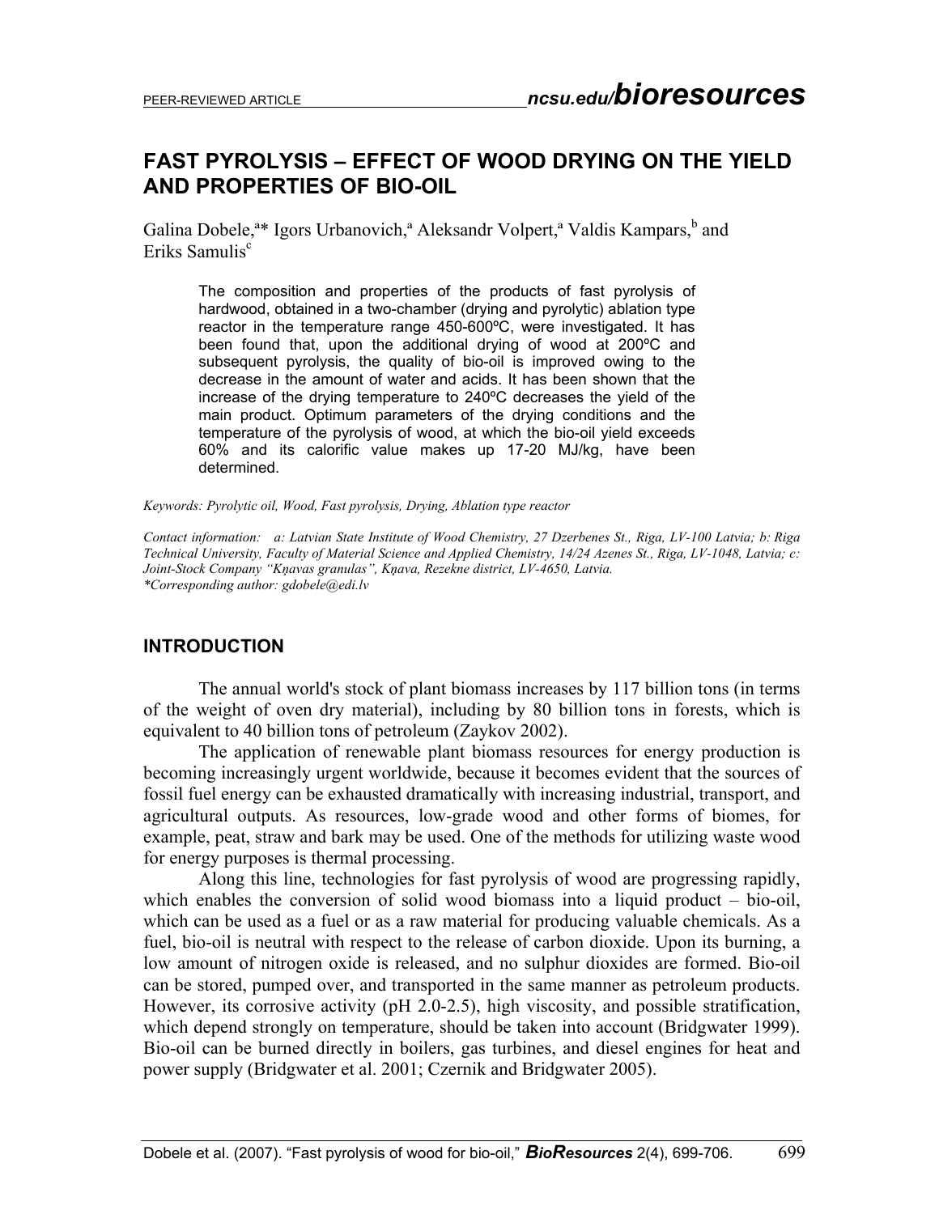# FAST PYROLYSIS – EFFECT OF WOOD DRYING ON THE YIELD AND PROPERTIES OF BIO-OIL

Galina Dobele,[a]* Igors Urbanovich,[a] Aleksandr Volpert,[a] Valdis Kampars,[b] and Eriks Samulis[c]

The composition and properties of the products of fast pyrolysis of hardwood, obtained in a two-chamber (drying and pyrolytic) ablation type reactor in the temperature range 450-600ºC, were investigated. It has been found that, upon the additional drying of wood at 200ºC and subsequent pyrolysis, the quality of bio-oil is improved owing to the decrease in the amount of water and acids. It has been shown that the increase of the drying temperature to 240ºC decreases the yield of the main product. Optimum parameters of the drying conditions and the temperature of the pyrolysis of wood, at which the bio-oil yield exceeds 60% and its calorific value makes up 17-20 MJ/kg, have been determined.

*Keywords: Pyrolytic oil, Wood, Fast pyrolysis, Drying, Ablation type reactor*

*Contact information: a: Latvian State Institute of Wood Chemistry, 27 Dzerbenes St., Riga, LV-100 Latvia; b: Riga Technical University, Faculty of Material Science and Applied Chemistry, 14/24 Azenes St., Riga, LV-1048, Latvia; c: Joint-Stock Company "Kņavas granulas", Kņava, Rezekne district, LV-4650, Latvia.*
*\*Corresponding author: gdobele@edi.lv*

## INTRODUCTION

The annual world's stock of plant biomass increases by 117 billion tons (in terms of the weight of oven dry material), including by 80 billion tons in forests, which is equivalent to 40 billion tons of petroleum (Zaykov 2002).

The application of renewable plant biomass resources for energy production is becoming increasingly urgent worldwide, because it becomes evident that the sources of fossil fuel energy can be exhausted dramatically with increasing industrial, transport, and agricultural outputs. As resources, low-grade wood and other forms of biomes, for example, peat, straw and bark may be used. One of the methods for utilizing waste wood for energy purposes is thermal processing.

Along this line, technologies for fast pyrolysis of wood are progressing rapidly, which enables the conversion of solid wood biomass into a liquid product – bio-oil, which can be used as a fuel or as a raw material for producing valuable chemicals. As a fuel, bio-oil is neutral with respect to the release of carbon dioxide. Upon its burning, a low amount of nitrogen oxide is released, and no sulphur dioxides are formed. Bio-oil can be stored, pumped over, and transported in the same manner as petroleum products. However, its corrosive activity (pH 2.0-2.5), high viscosity, and possible stratification, which depend strongly on temperature, should be taken into account (Bridgwater 1999). Bio-oil can be burned directly in boilers, gas turbines, and diesel engines for heat and power supply (Bridgwater et al. 2001; Czernik and Bridgwater 2005).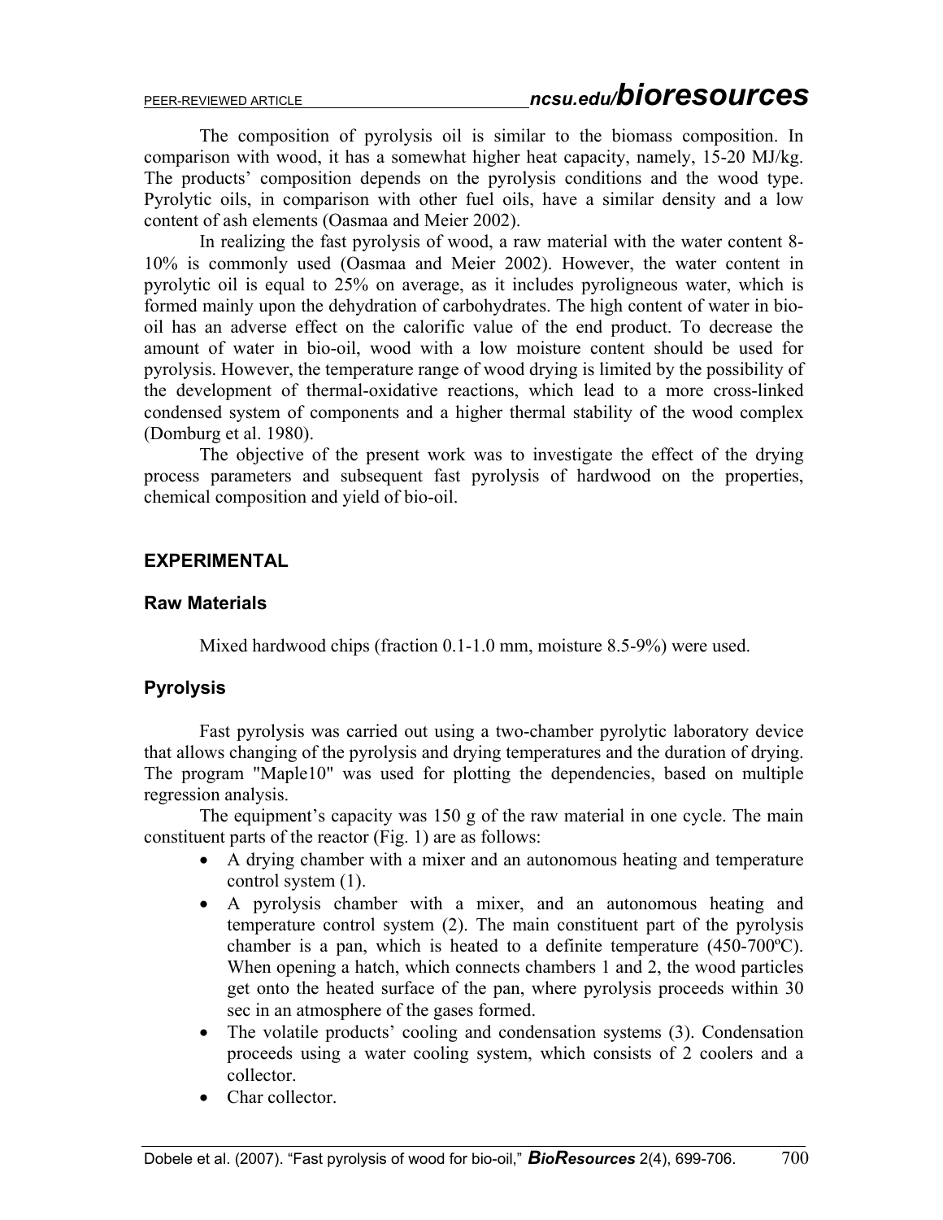The composition of pyrolysis oil is similar to the biomass composition. In comparison with wood, it has a somewhat higher heat capacity, namely, 15-20 MJ/kg. The products' composition depends on the pyrolysis conditions and the wood type. Pyrolytic oils, in comparison with other fuel oils, have a similar density and a low content of ash elements (Oasmaa and Meier 2002).

In realizing the fast pyrolysis of wood, a raw material with the water content 8-10% is commonly used (Oasmaa and Meier 2002). However, the water content in pyrolytic oil is equal to 25% on average, as it includes pyroligneous water, which is formed mainly upon the dehydration of carbohydrates. The high content of water in bio-oil has an adverse effect on the calorific value of the end product. To decrease the amount of water in bio-oil, wood with a low moisture content should be used for pyrolysis. However, the temperature range of wood drying is limited by the possibility of the development of thermal-oxidative reactions, which lead to a more cross-linked condensed system of components and a higher thermal stability of the wood complex (Domburg et al. 1980).

The objective of the present work was to investigate the effect of the drying process parameters and subsequent fast pyrolysis of hardwood on the properties, chemical composition and yield of bio-oil.

## EXPERIMENTAL

### Raw Materials

Mixed hardwood chips (fraction 0.1-1.0 mm, moisture 8.5-9%) were used.

### Pyrolysis

Fast pyrolysis was carried out using a two-chamber pyrolytic laboratory device that allows changing of the pyrolysis and drying temperatures and the duration of drying. The program "Maple10" was used for plotting the dependencies, based on multiple regression analysis.

The equipment's capacity was 150 g of the raw material in one cycle. The main constituent parts of the reactor (Fig. 1) are as follows:

- A drying chamber with a mixer and an autonomous heating and temperature control system (1).
- A pyrolysis chamber with a mixer, and an autonomous heating and temperature control system (2). The main constituent part of the pyrolysis chamber is a pan, which is heated to a definite temperature (450-700ºC). When opening a hatch, which connects chambers 1 and 2, the wood particles get onto the heated surface of the pan, where pyrolysis proceeds within 30 sec in an atmosphere of the gases formed.
- The volatile products' cooling and condensation systems (3). Condensation proceeds using a water cooling system, which consists of 2 coolers and a collector.
- Char collector.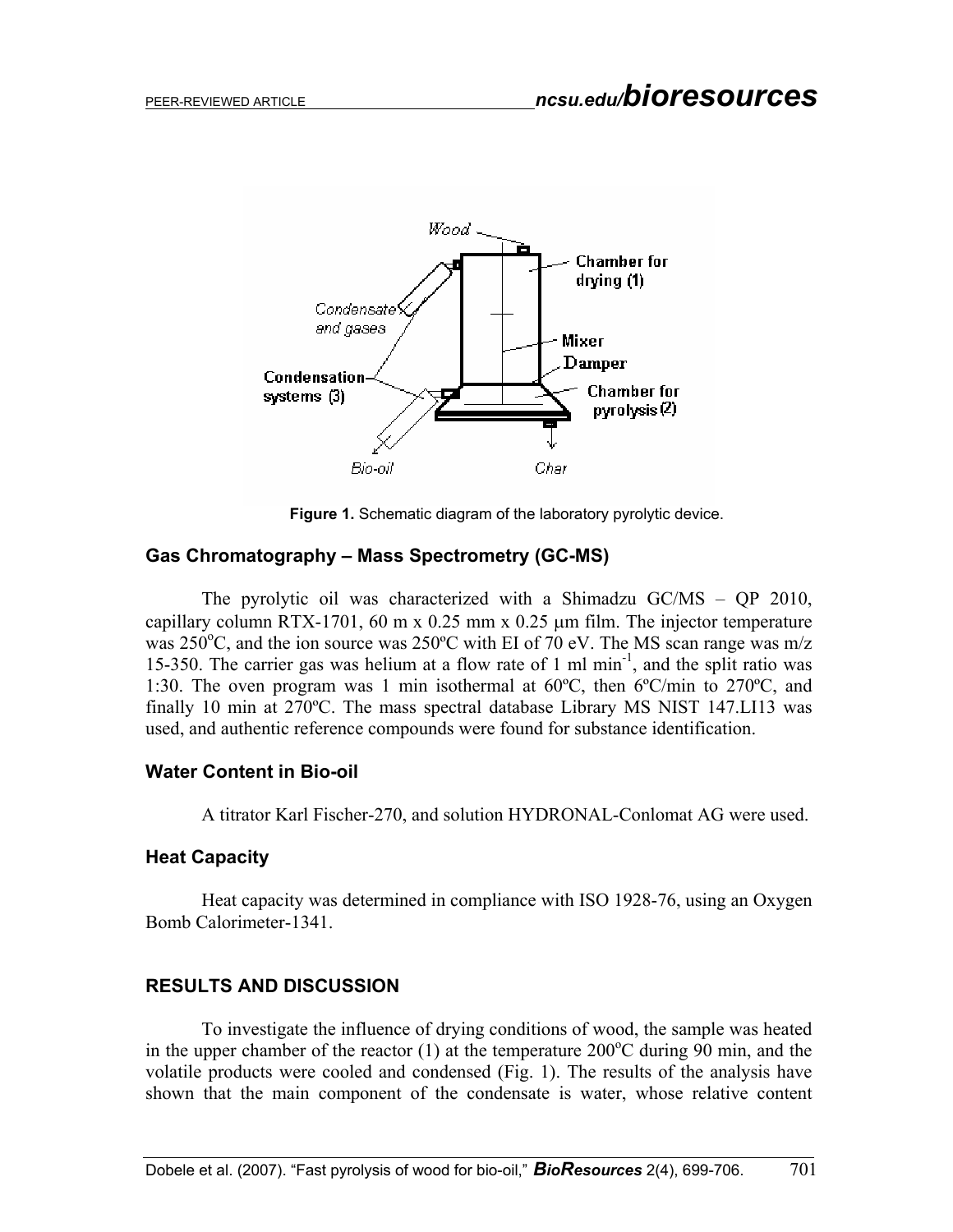Figure 1. Schematic diagram of the laboratory pyrolytic device.

### Gas Chromatography – Mass Spectrometry (GC-MS)

The pyrolytic oil was characterized with a Shimadzu GC/MS – QP 2010, capillary column RTX-1701, 60 m x 0.25 mm x 0.25 μm film. The injector temperature was 250°C, and the ion source was 250ºC with EI of 70 eV. The MS scan range was m/z 15-350. The carrier gas was helium at a flow rate of 1 ml $min^{-1}$, and the split ratio was 1:30. The oven program was 1 min isothermal at 60ºC, then 6ºC/min to 270ºC, and finally 10 min at 270ºC. The mass spectral database Library MS NIST 147.LI13 was used, and authentic reference compounds were found for substance identification.

### Water Content in Bio-oil

A titrator Karl Fischer-270, and solution HYDRONAL-Conlomat AG were used.

### Heat Capacity

Heat capacity was determined in compliance with ISO 1928-76, using an Oxygen Bomb Calorimeter-1341.

## RESULTS AND DISCUSSION

To investigate the influence of drying conditions of wood, the sample was heated in the upper chamber of the reactor (1) at the temperature 200°C during 90 min, and the volatile products were cooled and condensed (Fig. 1). The results of the analysis have shown that the main component of the condensate is water, whose relative content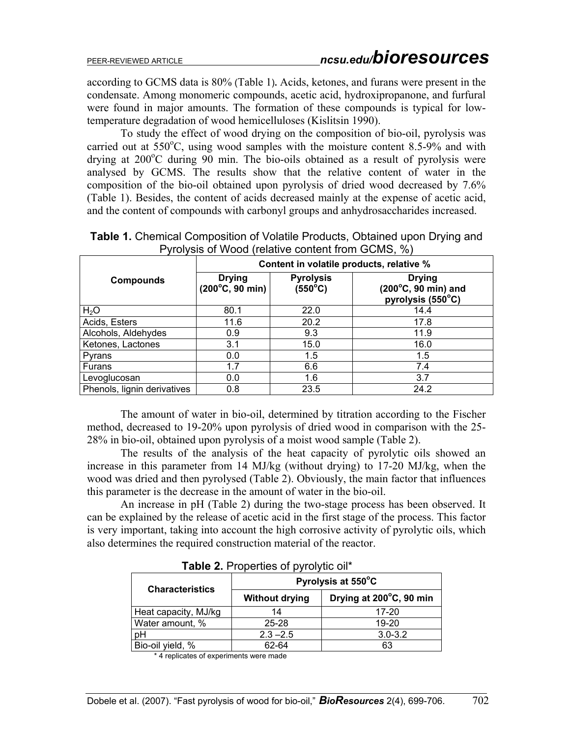according to GCMS data is 80% (Table 1). Acids, ketones, and furans were present in the condensate. Among monomeric compounds, acetic acid, hydroxipropanone, and furfural were found in major amounts. The formation of these compounds is typical for low-temperature degradation of wood hemicelluloses (Kislitsin 1990).

To study the effect of wood drying on the composition of bio-oil, pyrolysis was carried out at 550°C, using wood samples with the moisture content 8.5-9% and with drying at 200°C during 90 min. The bio-oils obtained as a result of pyrolysis were analysed by GCMS. The results show that the relative content of water in the composition of the bio-oil obtained upon pyrolysis of dried wood decreased by 7.6% (Table 1). Besides, the content of acids decreased mainly at the expense of acetic acid, and the content of compounds with carbonyl groups and anhydrosaccharides increased.

**Table 1.** Chemical Composition of Volatile Products, Obtained upon Drying and Pyrolysis of Wood (relative content from GCMS, %)

| Compounds | Content in volatile products, relative % | | |
|---|---|---|---|
| | Drying (200°C, 90 min) | Pyrolysis (550°C) | Drying (200°C, 90 min) and pyrolysis (550°C) |
| $H_2O$ | 80.1 | 22.0 | 14.4 |
| Acids, Esters | 11.6 | 20.2 | 17.8 |
| Alcohols, Aldehydes | 0.9 | 9.3 | 11.9 |
| Ketones, Lactones | 3.1 | 15.0 | 16.0 |
| Pyrans | 0.0 | 1.5 | 1.5 |
| Furans | 1.7 | 6.6 | 7.4 |
| Levoglucosan | 0.0 | 1.6 | 3.7 |
| Phenols, lignin derivatives | 0.8 | 23.5 | 24.2 |

The amount of water in bio-oil, determined by titration according to the Fischer method, decreased to 19-20% upon pyrolysis of dried wood in comparison with the 25-28% in bio-oil, obtained upon pyrolysis of a moist wood sample (Table 2).

The results of the analysis of the heat capacity of pyrolytic oils showed an increase in this parameter from 14 MJ/kg (without drying) to 17-20 MJ/kg, when the wood was dried and then pyrolysed (Table 2). Obviously, the main factor that influences this parameter is the decrease in the amount of water in the bio-oil.

An increase in pH (Table 2) during the two-stage process has been observed. It can be explained by the release of acetic acid in the first stage of the process. This factor is very important, taking into account the high corrosive activity of pyrolytic oils, which also determines the required construction material of the reactor.

**Table 2.** Properties of pyrolytic oil*

| Characteristics | Pyrolysis at 550°C | |
|---|---|---|
| | Without drying | Drying at 200°C, 90 min |
| Heat capacity, MJ/kg | 14 | 17-20 |
| Water amount, % | 25-28 | 19-20 |
| pH | 2.3 –2.5 | 3.0-3.2 |
| Bio-oil yield, % | 62-64 | 63 |

\* 4 replicates of experiments were made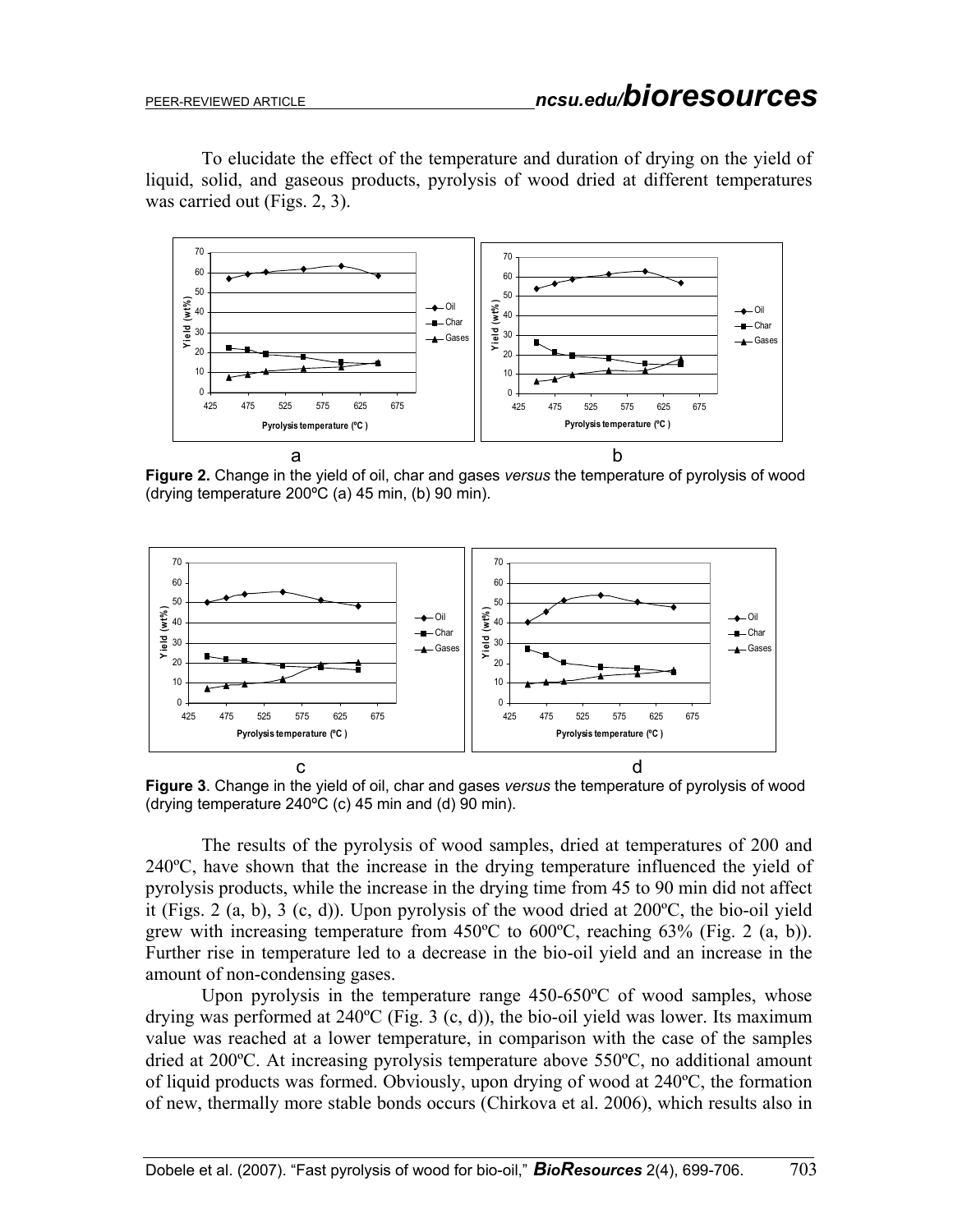To elucidate the effect of the temperature and duration of drying on the yield of liquid, solid, and gaseous products, pyrolysis of wood dried at different temperatures was carried out (Figs. 2, 3).

**Figure 2.** Change in the yield of oil, char and gases *versus* the temperature of pyrolysis of wood (drying temperature 200ºC (a) 45 min, (b) 90 min).

**Figure 3**. Change in the yield of oil, char and gases *versus* the temperature of pyrolysis of wood (drying temperature 240ºC (c) 45 min and (d) 90 min).

The results of the pyrolysis of wood samples, dried at temperatures of 200 and 240ºC, have shown that the increase in the drying temperature influenced the yield of pyrolysis products, while the increase in the drying time from 45 to 90 min did not affect it (Figs. 2 (a, b), 3 (c, d)). Upon pyrolysis of the wood dried at 200ºC, the bio-oil yield grew with increasing temperature from 450ºC to 600ºC, reaching 63% (Fig. 2 (a, b)). Further rise in temperature led to a decrease in the bio-oil yield and an increase in the amount of non-condensing gases.

Upon pyrolysis in the temperature range 450-650ºC of wood samples, whose drying was performed at 240ºC (Fig. 3 (c, d)), the bio-oil yield was lower. Its maximum value was reached at a lower temperature, in comparison with the case of the samples dried at 200ºC. At increasing pyrolysis temperature above 550ºC, no additional amount of liquid products was formed. Obviously, upon drying of wood at 240ºC, the formation of new, thermally more stable bonds occurs (Chirkova et al. 2006), which results also in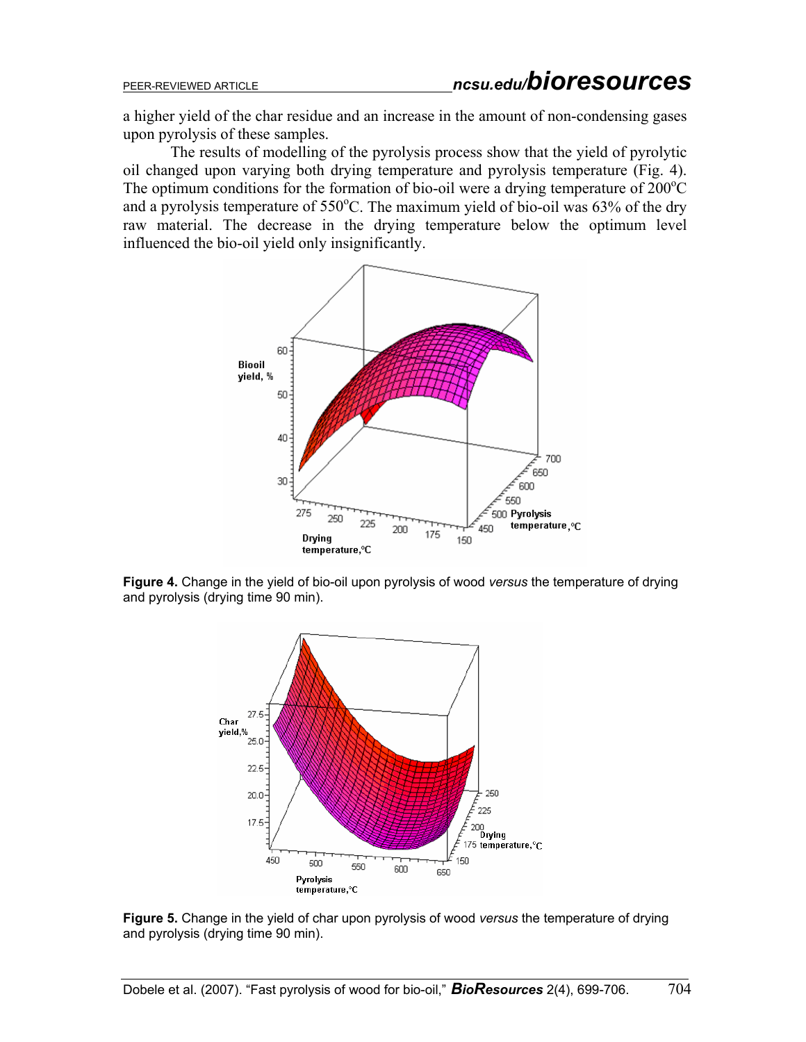a higher yield of the char residue and an increase in the amount of non-condensing gases upon pyrolysis of these samples.

The results of modelling of the pyrolysis process show that the yield of pyrolytic oil changed upon varying both drying temperature and pyrolysis temperature (Fig. 4). The optimum conditions for the formation of bio-oil were a drying temperature of 200°C and a pyrolysis temperature of 550°C. The maximum yield of bio-oil was 63% of the dry raw material. The decrease in the drying temperature below the optimum level influenced the bio-oil yield only insignificantly.

**Figure 4.** Change in the yield of bio-oil upon pyrolysis of wood *versus* the temperature of drying and pyrolysis (drying time 90 min).

**Figure 5.** Change in the yield of char upon pyrolysis of wood *versus* the temperature of drying and pyrolysis (drying time 90 min).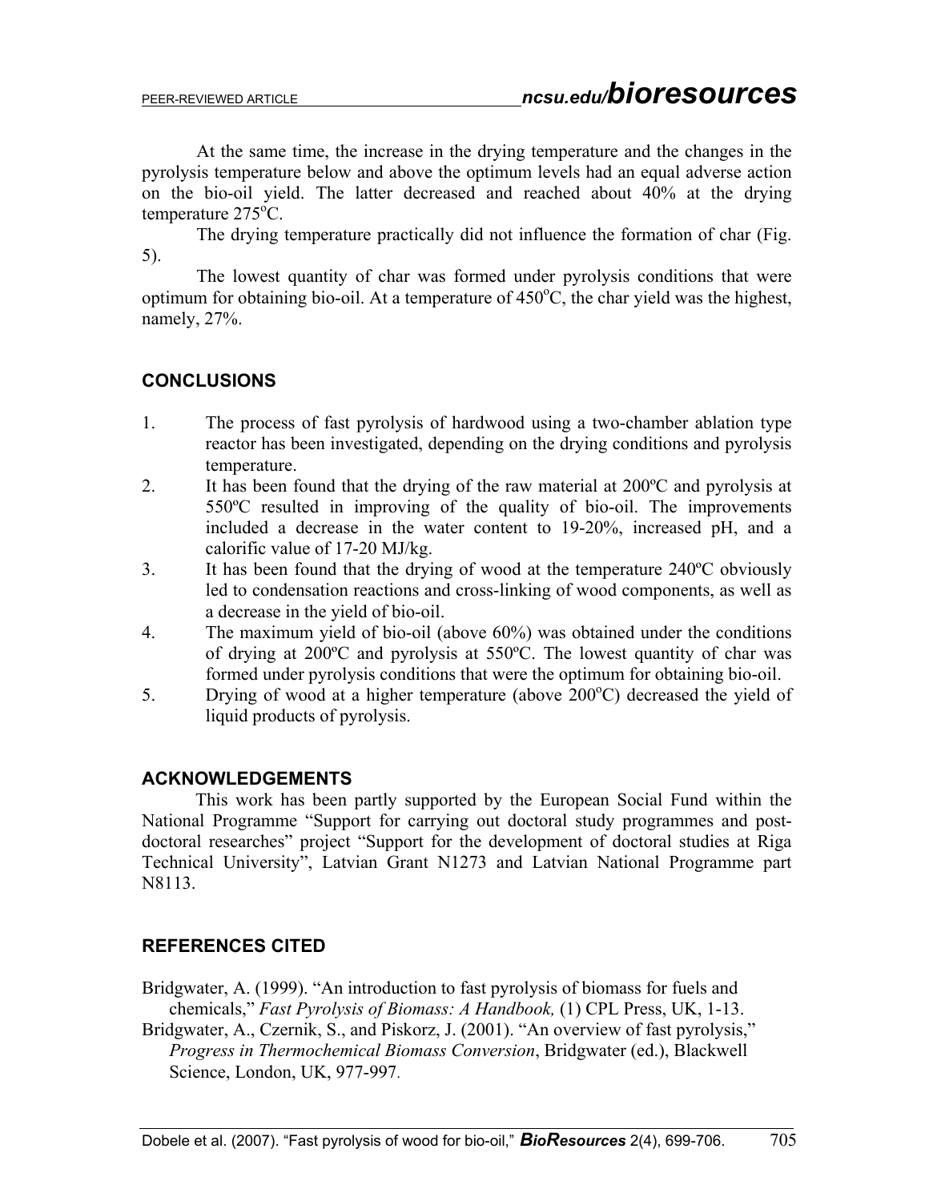At the same time, the increase in the drying temperature and the changes in the pyrolysis temperature below and above the optimum levels had an equal adverse action on the bio-oil yield. The latter decreased and reached about 40% at the drying temperature 275°C.

The drying temperature practically did not influence the formation of char (Fig. 5).

The lowest quantity of char was formed under pyrolysis conditions that were optimum for obtaining bio-oil. At a temperature of 450°C, the char yield was the highest, namely, 27%.

## CONCLUSIONS

1. The process of fast pyrolysis of hardwood using a two-chamber ablation type reactor has been investigated, depending on the drying conditions and pyrolysis temperature.
2. It has been found that the drying of the raw material at 200ºC and pyrolysis at 550ºC resulted in improving of the quality of bio-oil. The improvements included a decrease in the water content to 19-20%, increased pH, and a calorific value of 17-20 MJ/kg.
3. It has been found that the drying of wood at the temperature 240ºC obviously led to condensation reactions and cross-linking of wood components, as well as a decrease in the yield of bio-oil.
4. The maximum yield of bio-oil (above 60%) was obtained under the conditions of drying at 200ºC and pyrolysis at 550ºC. The lowest quantity of char was formed under pyrolysis conditions that were the optimum for obtaining bio-oil.
5. Drying of wood at a higher temperature (above 200°C) decreased the yield of liquid products of pyrolysis.

## ACKNOWLEDGEMENTS

This work has been partly supported by the European Social Fund within the National Programme "Support for carrying out doctoral study programmes and post-doctoral researches" project "Support for the development of doctoral studies at Riga Technical University", Latvian Grant N1273 and Latvian National Programme part N8113.

## REFERENCES CITED

Bridgwater, A. (1999). "An introduction to fast pyrolysis of biomass for fuels and chemicals," *Fast Pyrolysis of Biomass: A Handbook,* (1) CPL Press, UK, 1-13.

Bridgwater, A., Czernik, S., and Piskorz, J. (2001). "An overview of fast pyrolysis," *Progress in Thermochemical Biomass Conversion*, Bridgwater (ed.), Blackwell Science, London, UK, 977-997.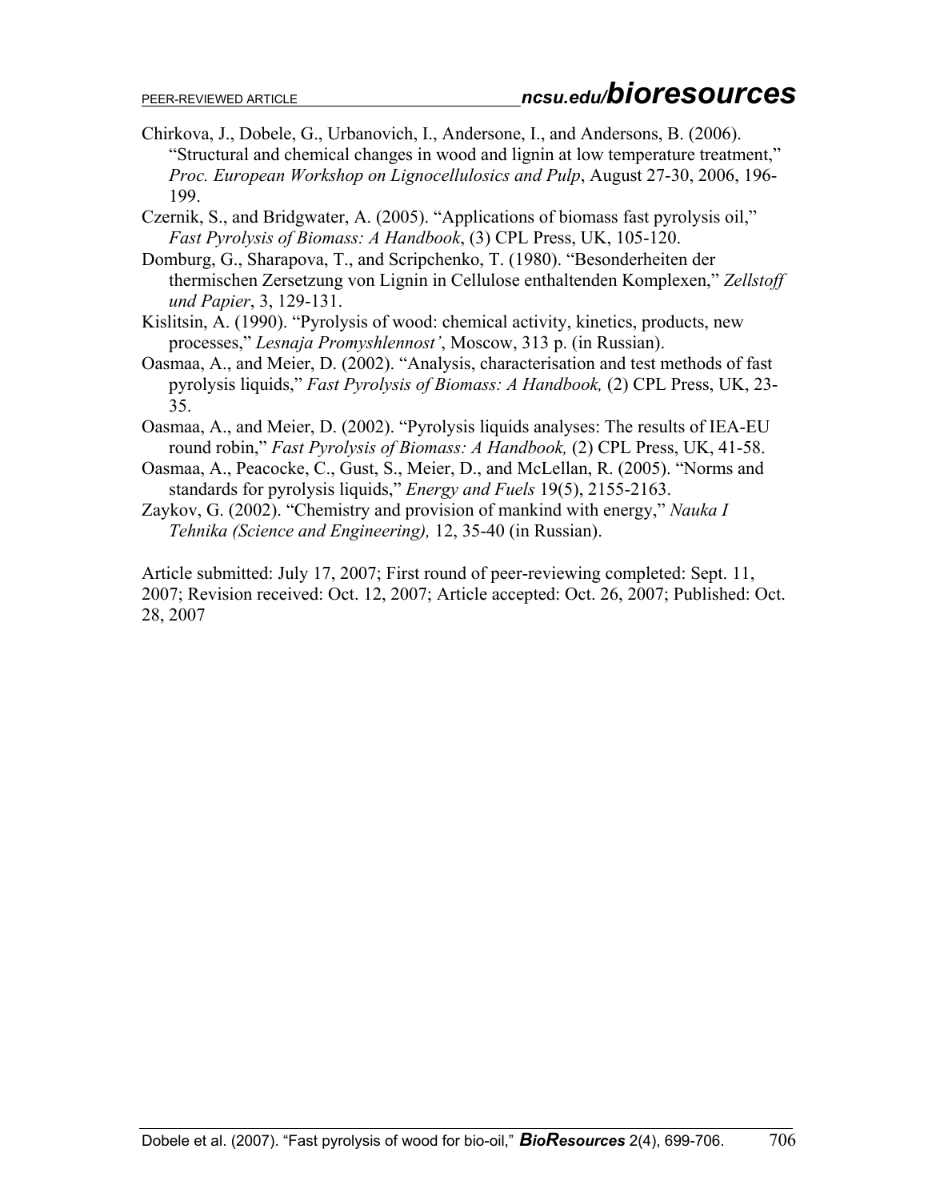Chirkova, J., Dobele, G., Urbanovich, I., Andersone, I., and Andersons, B. (2006). "Structural and chemical changes in wood and lignin at low temperature treatment," *Proc. European Workshop on Lignocellulosics and Pulp*, August 27-30, 2006, 196-199.

Czernik, S., and Bridgwater, A. (2005). "Applications of biomass fast pyrolysis oil," *Fast Pyrolysis of Biomass: A Handbook*, (3) CPL Press, UK, 105-120.

Domburg, G., Sharapova, T., and Scripchenko, T. (1980). "Besonderheiten der thermischen Zersetzung von Lignin in Cellulose enthaltenden Komplexen," *Zellstoff und Papier*, 3, 129-131.

Kislitsin, A. (1990). "Pyrolysis of wood: chemical activity, kinetics, products, new processes," *Lesnaja Promyshlennost'*, Moscow, 313 p. (in Russian).

Oasmaa, A., and Meier, D. (2002). "Analysis, characterisation and test methods of fast pyrolysis liquids," *Fast Pyrolysis of Biomass: A Handbook,* (2) CPL Press, UK, 23-35.

Oasmaa, A., and Meier, D. (2002). "Pyrolysis liquids analyses: The results of IEA-EU round robin," *Fast Pyrolysis of Biomass: A Handbook,* (2) CPL Press, UK, 41-58.

Oasmaa, A., Peacocke, C., Gust, S., Meier, D., and McLellan, R. (2005). "Norms and standards for pyrolysis liquids," *Energy and Fuels* 19(5), 2155-2163.

Zaykov, G. (2002). "Chemistry and provision of mankind with energy," *Nauka I Tehnika (Science and Engineering),* 12, 35-40 (in Russian).

Article submitted: July 17, 2007; First round of peer-reviewing completed: Sept. 11, 2007; Revision received: Oct. 12, 2007; Article accepted: Oct. 26, 2007; Published: Oct. 28, 2007